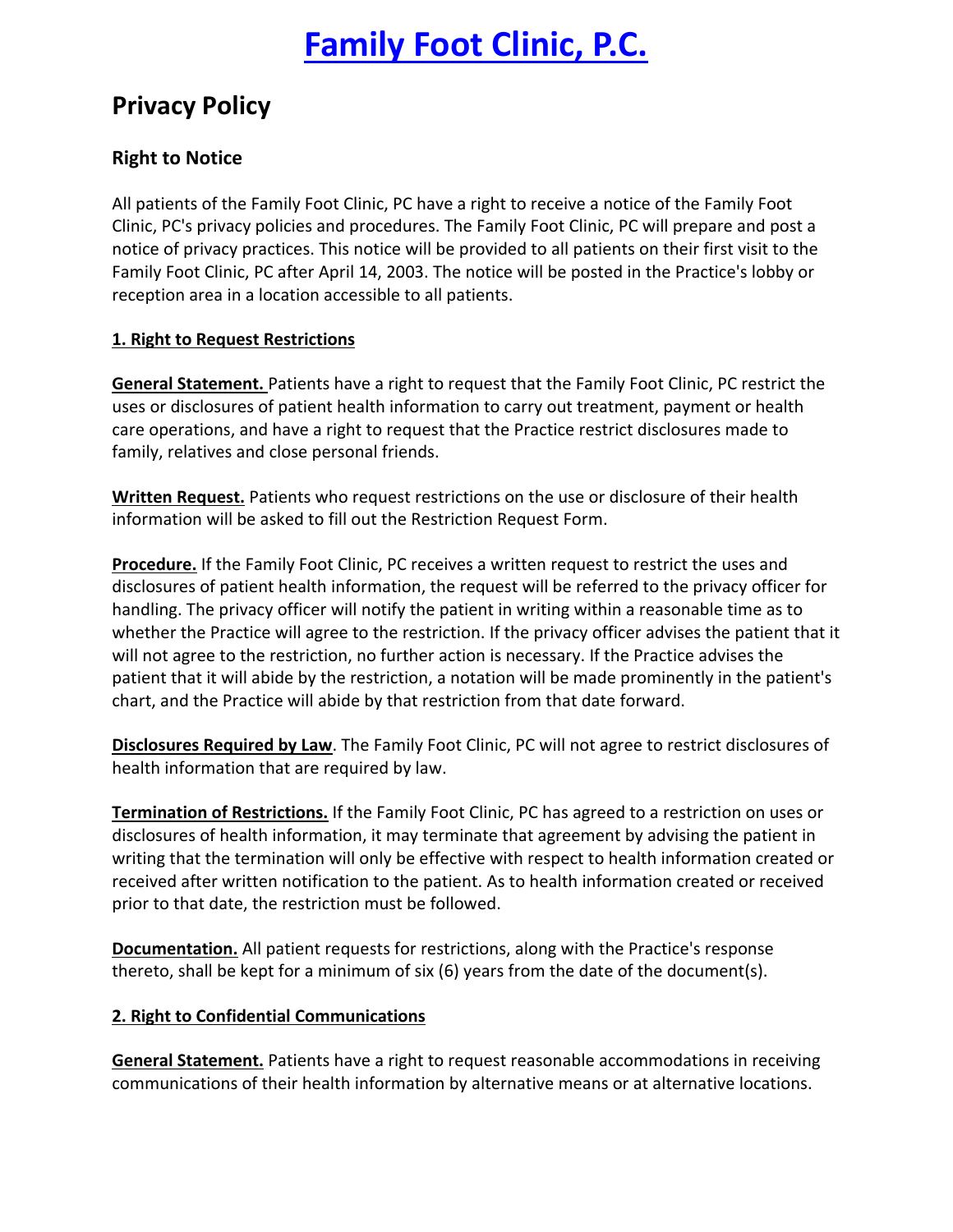# [Family Foot Clinic, P.C.]

## Privacy Policy

### Right to Notice

All patients of the Family Foot Clinic, PC have a right to receive a notice of the Family Foot Clinic, PC's privacy policies and procedures. The Family Foot Clinic, PC will prepare and post a notice of privacy practices. This notice will be provided to all patients on their first visit to the Family Foot Clinic, PC after April 14, 2003. The notice will be posted in the Practice's lobby or reception area in a location accessible to all patients.

**1. Right to Request Restrictions**

**General Statement.** Patients have a right to request that the Family Foot Clinic, PC restrict the uses or disclosures of patient health information to carry out treatment, payment or health care operations, and have a right to request that the Practice restrict disclosures made to family, relatives and close personal friends.

**Written Request.** Patients who request restrictions on the use or disclosure of their health information will be asked to fill out the Restriction Request Form.

**Procedure.** If the Family Foot Clinic, PC receives a written request to restrict the uses and disclosures of patient health information, the request will be referred to the privacy officer for handling. The privacy officer will notify the patient in writing within a reasonable time as to whether the Practice will agree to the restriction. If the privacy officer advises the patient that it will not agree to the restriction, no further action is necessary. If the Practice advises the patient that it will abide by the restriction, a notation will be made prominently in the patient's chart, and the Practice will abide by that restriction from that date forward.

**Disclosures Required by Law**. The Family Foot Clinic, PC will not agree to restrict disclosures of health information that are required by law.

**Termination of Restrictions.** If the Family Foot Clinic, PC has agreed to a restriction on uses or disclosures of health information, it may terminate that agreement by advising the patient in writing that the termination will only be effective with respect to health information created or received after written notification to the patient. As to health information created or received prior to that date, the restriction must be followed.

**Documentation.** All patient requests for restrictions, along with the Practice's response thereto, shall be kept for a minimum of six (6) years from the date of the document(s).

**2. Right to Confidential Communications**

**General Statement.** Patients have a right to request reasonable accommodations in receiving communications of their health information by alternative means or at alternative locations.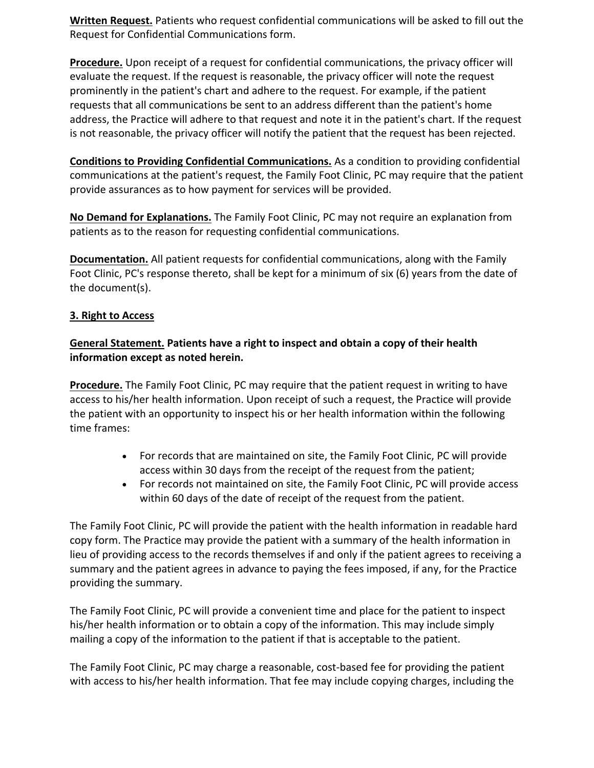**Written Request.** Patients who request confidential communications will be asked to fill out the Request for Confidential Communications form.

**Procedure.** Upon receipt of a request for confidential communications, the privacy officer will evaluate the request. If the request is reasonable, the privacy officer will note the request prominently in the patient's chart and adhere to the request. For example, if the patient requests that all communications be sent to an address different than the patient's home address, the Practice will adhere to that request and note it in the patient's chart. If the request is not reasonable, the privacy officer will notify the patient that the request has been rejected.

**Conditions to Providing Confidential Communications.** As a condition to providing confidential communications at the patient's request, the Family Foot Clinic, PC may require that the patient provide assurances as to how payment for services will be provided.

**No Demand for Explanations.** The Family Foot Clinic, PC may not require an explanation from patients as to the reason for requesting confidential communications.

**Documentation.** All patient requests for confidential communications, along with the Family Foot Clinic, PC's response thereto, shall be kept for a minimum of six (6) years from the date of the document(s).

## 3. Right to Access

**General Statement. Patients have a right to inspect and obtain a copy of their health information except as noted herein.**

**Procedure.** The Family Foot Clinic, PC may require that the patient request in writing to have access to his/her health information. Upon receipt of such a request, the Practice will provide the patient with an opportunity to inspect his or her health information within the following time frames:

- For records that are maintained on site, the Family Foot Clinic, PC will provide access within 30 days from the receipt of the request from the patient;
- For records not maintained on site, the Family Foot Clinic, PC will provide access within 60 days of the date of receipt of the request from the patient.

The Family Foot Clinic, PC will provide the patient with the health information in readable hard copy form. The Practice may provide the patient with a summary of the health information in lieu of providing access to the records themselves if and only if the patient agrees to receiving a summary and the patient agrees in advance to paying the fees imposed, if any, for the Practice providing the summary.

The Family Foot Clinic, PC will provide a convenient time and place for the patient to inspect his/her health information or to obtain a copy of the information. This may include simply mailing a copy of the information to the patient if that is acceptable to the patient.

The Family Foot Clinic, PC may charge a reasonable, cost-based fee for providing the patient with access to his/her health information. That fee may include copying charges, including the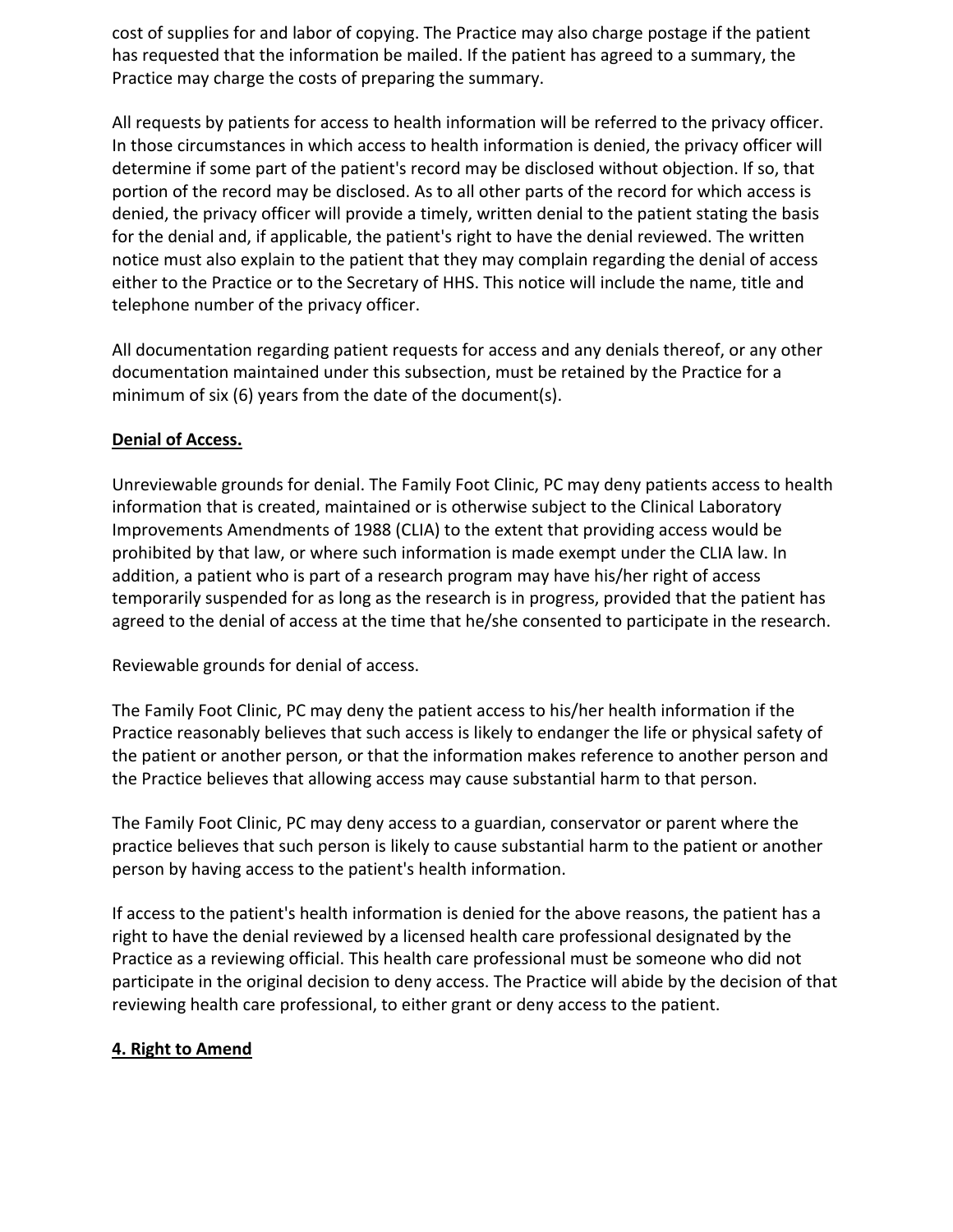cost of supplies for and labor of copying. The Practice may also charge postage if the patient has requested that the information be mailed. If the patient has agreed to a summary, the Practice may charge the costs of preparing the summary.

All requests by patients for access to health information will be referred to the privacy officer. In those circumstances in which access to health information is denied, the privacy officer will determine if some part of the patient's record may be disclosed without objection. If so, that portion of the record may be disclosed. As to all other parts of the record for which access is denied, the privacy officer will provide a timely, written denial to the patient stating the basis for the denial and, if applicable, the patient's right to have the denial reviewed. The written notice must also explain to the patient that they may complain regarding the denial of access either to the Practice or to the Secretary of HHS. This notice will include the name, title and telephone number of the privacy officer.

All documentation regarding patient requests for access and any denials thereof, or any other documentation maintained under this subsection, must be retained by the Practice for a minimum of six (6) years from the date of the document(s).

**Denial of Access.**

Unreviewable grounds for denial. The Family Foot Clinic, PC may deny patients access to health information that is created, maintained or is otherwise subject to the Clinical Laboratory Improvements Amendments of 1988 (CLIA) to the extent that providing access would be prohibited by that law, or where such information is made exempt under the CLIA law. In addition, a patient who is part of a research program may have his/her right of access temporarily suspended for as long as the research is in progress, provided that the patient has agreed to the denial of access at the time that he/she consented to participate in the research.

Reviewable grounds for denial of access.

The Family Foot Clinic, PC may deny the patient access to his/her health information if the Practice reasonably believes that such access is likely to endanger the life or physical safety of the patient or another person, or that the information makes reference to another person and the Practice believes that allowing access may cause substantial harm to that person.

The Family Foot Clinic, PC may deny access to a guardian, conservator or parent where the practice believes that such person is likely to cause substantial harm to the patient or another person by having access to the patient's health information.

If access to the patient's health information is denied for the above reasons, the patient has a right to have the denial reviewed by a licensed health care professional designated by the Practice as a reviewing official. This health care professional must be someone who did not participate in the original decision to deny access. The Practice will abide by the decision of that reviewing health care professional, to either grant or deny access to the patient.

**4. Right to Amend**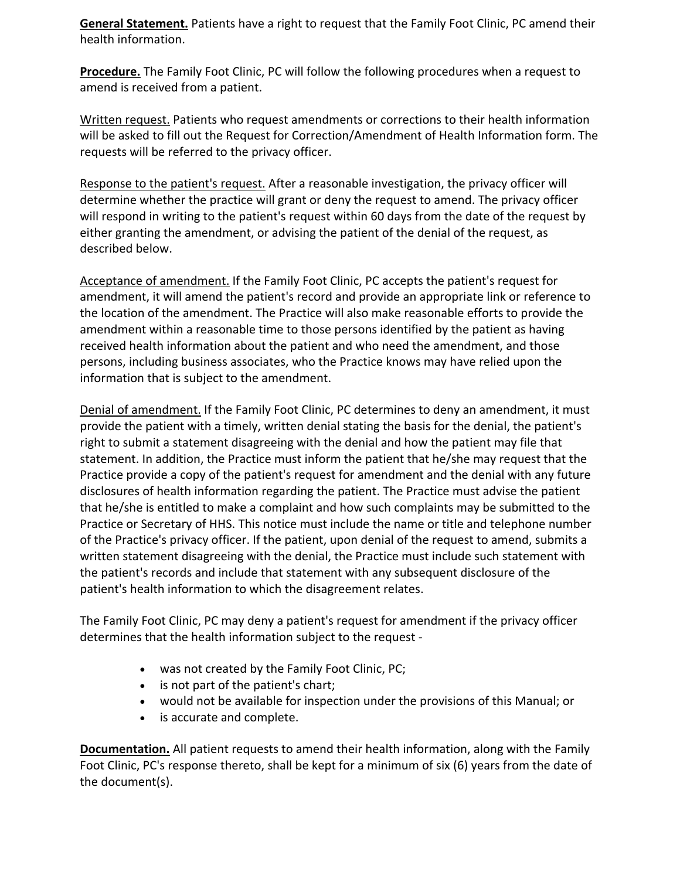**General Statement.** Patients have a right to request that the Family Foot Clinic, PC amend their health information.

**Procedure.** The Family Foot Clinic, PC will follow the following procedures when a request to amend is received from a patient.

Written request. Patients who request amendments or corrections to their health information will be asked to fill out the Request for Correction/Amendment of Health Information form. The requests will be referred to the privacy officer.

Response to the patient's request. After a reasonable investigation, the privacy officer will determine whether the practice will grant or deny the request to amend. The privacy officer will respond in writing to the patient's request within 60 days from the date of the request by either granting the amendment, or advising the patient of the denial of the request, as described below.

Acceptance of amendment. If the Family Foot Clinic, PC accepts the patient's request for amendment, it will amend the patient's record and provide an appropriate link or reference to the location of the amendment. The Practice will also make reasonable efforts to provide the amendment within a reasonable time to those persons identified by the patient as having received health information about the patient and who need the amendment, and those persons, including business associates, who the Practice knows may have relied upon the information that is subject to the amendment.

Denial of amendment. If the Family Foot Clinic, PC determines to deny an amendment, it must provide the patient with a timely, written denial stating the basis for the denial, the patient's right to submit a statement disagreeing with the denial and how the patient may file that statement. In addition, the Practice must inform the patient that he/she may request that the Practice provide a copy of the patient's request for amendment and the denial with any future disclosures of health information regarding the patient. The Practice must advise the patient that he/she is entitled to make a complaint and how such complaints may be submitted to the Practice or Secretary of HHS. This notice must include the name or title and telephone number of the Practice's privacy officer. If the patient, upon denial of the request to amend, submits a written statement disagreeing with the denial, the Practice must include such statement with the patient's records and include that statement with any subsequent disclosure of the patient's health information to which the disagreement relates.

The Family Foot Clinic, PC may deny a patient's request for amendment if the privacy officer determines that the health information subject to the request -

- was not created by the Family Foot Clinic, PC;
- is not part of the patient's chart;
- would not be available for inspection under the provisions of this Manual; or
- is accurate and complete.

**Documentation.** All patient requests to amend their health information, along with the Family Foot Clinic, PC's response thereto, shall be kept for a minimum of six (6) years from the date of the document(s).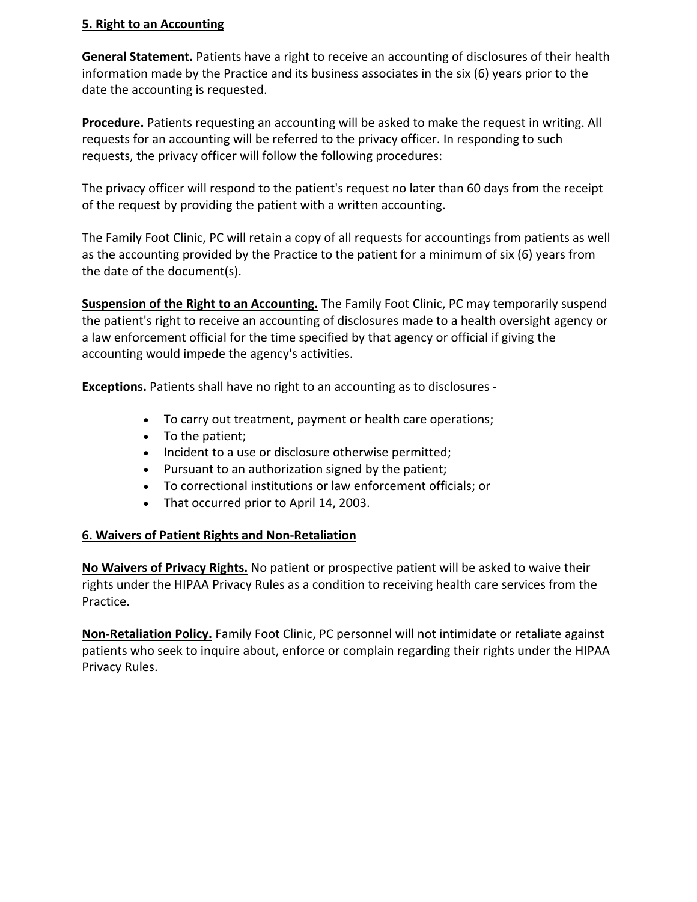## 5. Right to an Accounting

**General Statement.** Patients have a right to receive an accounting of disclosures of their health information made by the Practice and its business associates in the six (6) years prior to the date the accounting is requested.

**Procedure.** Patients requesting an accounting will be asked to make the request in writing. All requests for an accounting will be referred to the privacy officer. In responding to such requests, the privacy officer will follow the following procedures:

The privacy officer will respond to the patient's request no later than 60 days from the receipt of the request by providing the patient with a written accounting.

The Family Foot Clinic, PC will retain a copy of all requests for accountings from patients as well as the accounting provided by the Practice to the patient for a minimum of six (6) years from the date of the document(s).

**Suspension of the Right to an Accounting.** The Family Foot Clinic, PC may temporarily suspend the patient's right to receive an accounting of disclosures made to a health oversight agency or a law enforcement official for the time specified by that agency or official if giving the accounting would impede the agency's activities.

**Exceptions.** Patients shall have no right to an accounting as to disclosures -

- To carry out treatment, payment or health care operations;
- To the patient;
- Incident to a use or disclosure otherwise permitted;
- Pursuant to an authorization signed by the patient;
- To correctional institutions or law enforcement officials; or
- That occurred prior to April 14, 2003.

## 6. Waivers of Patient Rights and Non-Retaliation

**No Waivers of Privacy Rights.** No patient or prospective patient will be asked to waive their rights under the HIPAA Privacy Rules as a condition to receiving health care services from the Practice.

**Non-Retaliation Policy.** Family Foot Clinic, PC personnel will not intimidate or retaliate against patients who seek to inquire about, enforce or complain regarding their rights under the HIPAA Privacy Rules.